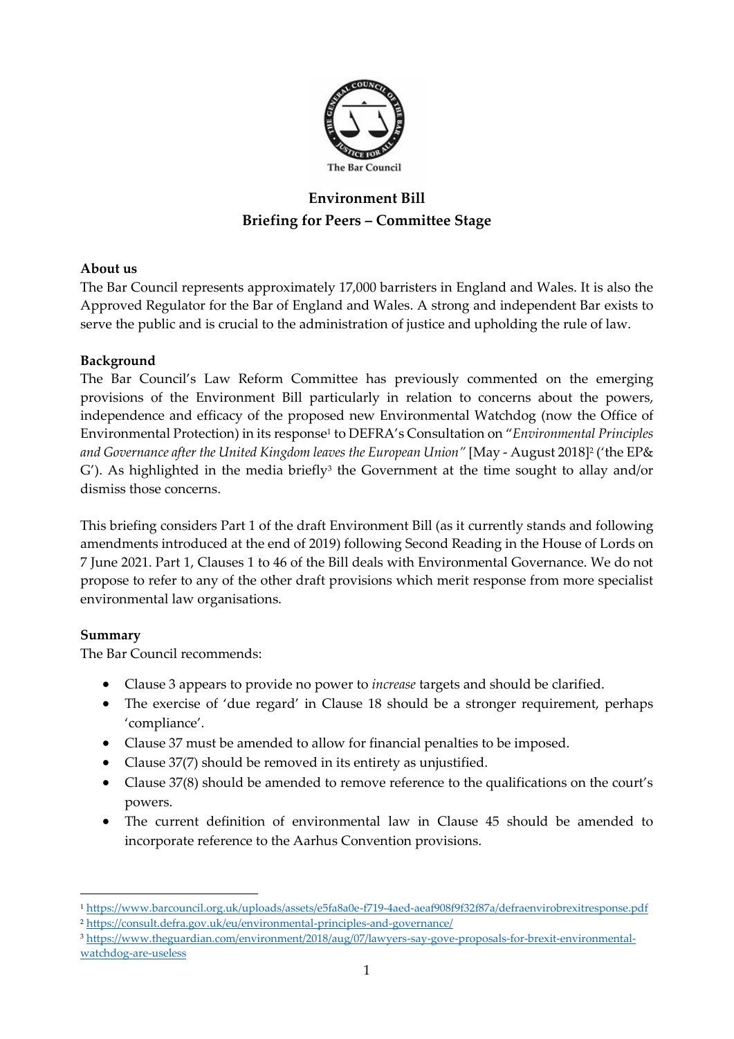The Bar Council

# Environment Bill
## Briefing for Peers – Committee Stage

### About us

The Bar Council represents approximately 17,000 barristers in England and Wales. It is also the Approved Regulator for the Bar of England and Wales. A strong and independent Bar exists to serve the public and is crucial to the administration of justice and upholding the rule of law.

### Background

The Bar Council's Law Reform Committee has previously commented on the emerging provisions of the Environment Bill particularly in relation to concerns about the powers, independence and efficacy of the proposed new Environmental Watchdog (now the Office of Environmental Protection) in its response[1] to DEFRA's Consultation on "*Environmental Principles and Governance after the United Kingdom leaves the European Union*" [May - August 2018][2] ('the EP& G'). As highlighted in the media briefly[3] the Government at the time sought to allay and/or dismiss those concerns.

This briefing considers Part 1 of the draft Environment Bill (as it currently stands and following amendments introduced at the end of 2019) following Second Reading in the House of Lords on 7 June 2021. Part 1, Clauses 1 to 46 of the Bill deals with Environmental Governance. We do not propose to refer to any of the other draft provisions which merit response from more specialist environmental law organisations.

### Summary

The Bar Council recommends:

- Clause 3 appears to provide no power to *increase* targets and should be clarified.
- The exercise of 'due regard' in Clause 18 should be a stronger requirement, perhaps 'compliance'.
- Clause 37 must be amended to allow for financial penalties to be imposed.
- Clause 37(7) should be removed in its entirety as unjustified.
- Clause 37(8) should be amended to remove reference to the qualifications on the court's powers.
- The current definition of environmental law in Clause 45 should be amended to incorporate reference to the Aarhus Convention provisions.

---

[1] https://www.barcouncil.org.uk/uploads/assets/e5fa8a0e-f719-4aed-aeaf908f9f32f87a/defraenvirobrexitresponse.pdf

[2] https://consult.defra.gov.uk/eu/environmental-principles-and-governance/

[3] https://www.theguardian.com/environment/2018/aug/07/lawyers-say-gove-proposals-for-brexit-environmental-watchdog-are-useless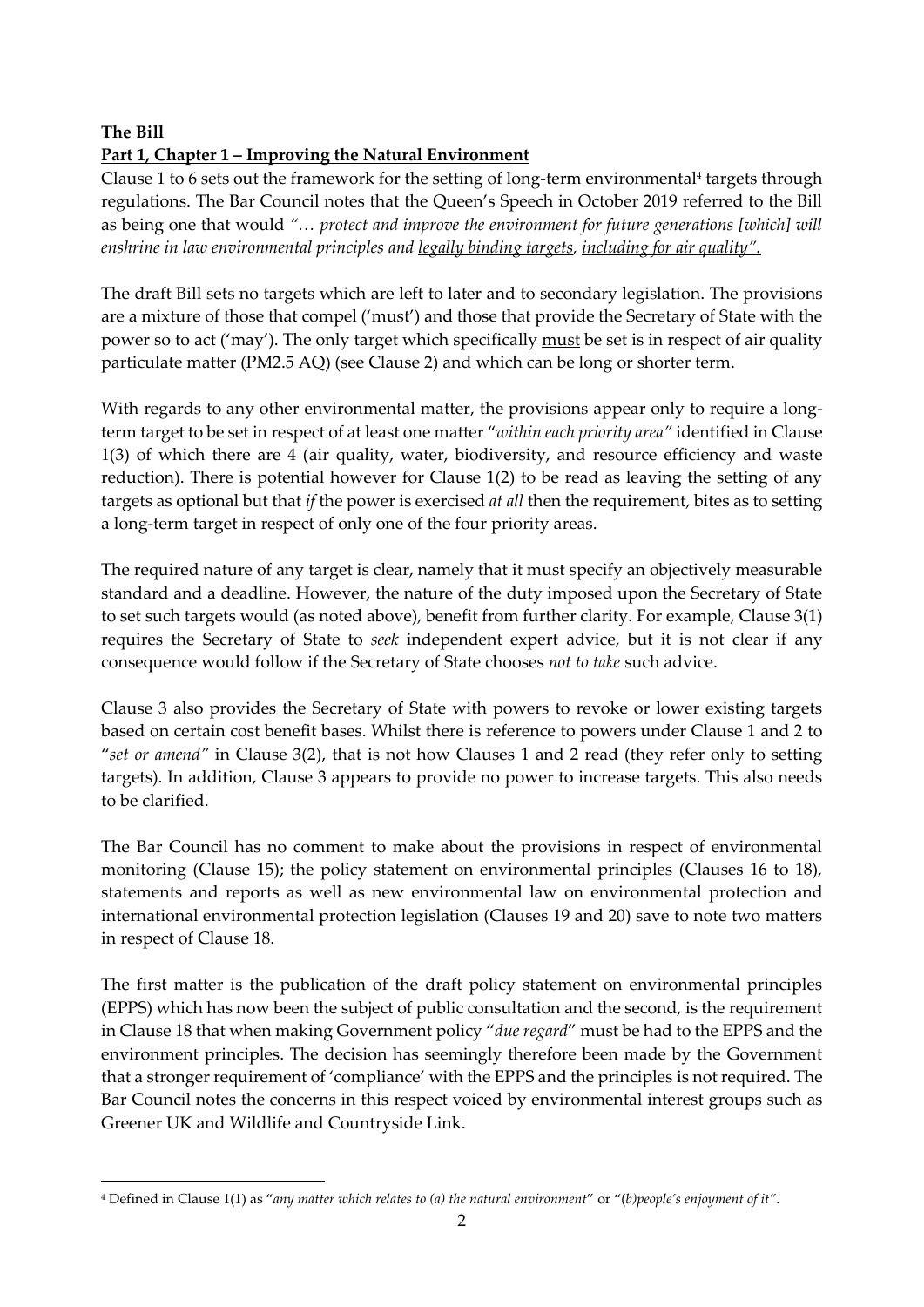**The Bill**

**<u>Part 1, Chapter 1 – Improving the Natural Environment</u>**

Clause 1 to 6 sets out the framework for the setting of long-term environmental[4] targets through regulations. The Bar Council notes that the Queen's Speech in October 2019 referred to the Bill as being one that would *"… protect and improve the environment for future generations [which] will enshrine in law environmental principles and <u>legally binding targets</u>, <u>including for air quality"</u>.*

The draft Bill sets no targets which are left to later and to secondary legislation. The provisions are a mixture of those that compel ('must') and those that provide the Secretary of State with the power so to act ('may'). The only target which specifically <u>must</u> be set is in respect of air quality particulate matter (PM2.5 AQ) (see Clause 2) and which can be long or shorter term.

With regards to any other environmental matter, the provisions appear only to require a long-term target to be set in respect of at least one matter "*within each priority area"* identified in Clause 1(3) of which there are 4 (air quality, water, biodiversity, and resource efficiency and waste reduction). There is potential however for Clause 1(2) to be read as leaving the setting of any targets as optional but that *if* the power is exercised *at all* then the requirement, bites as to setting a long-term target in respect of only one of the four priority areas.

The required nature of any target is clear, namely that it must specify an objectively measurable standard and a deadline. However, the nature of the duty imposed upon the Secretary of State to set such targets would (as noted above), benefit from further clarity. For example, Clause 3(1) requires the Secretary of State to *seek* independent expert advice, but it is not clear if any consequence would follow if the Secretary of State chooses *not to take* such advice.

Clause 3 also provides the Secretary of State with powers to revoke or lower existing targets based on certain cost benefit bases. Whilst there is reference to powers under Clause 1 and 2 to "*set or amend"* in Clause 3(2), that is not how Clauses 1 and 2 read (they refer only to setting targets). In addition, Clause 3 appears to provide no power to increase targets. This also needs to be clarified.

The Bar Council has no comment to make about the provisions in respect of environmental monitoring (Clause 15); the policy statement on environmental principles (Clauses 16 to 18), statements and reports as well as new environmental law on environmental protection and international environmental protection legislation (Clauses 19 and 20) save to note two matters in respect of Clause 18.

The first matter is the publication of the draft policy statement on environmental principles (EPPS) which has now been the subject of public consultation and the second, is the requirement in Clause 18 that when making Government policy "*due regard*" must be had to the EPPS and the environment principles. The decision has seemingly therefore been made by the Government that a stronger requirement of 'compliance' with the EPPS and the principles is not required. The Bar Council notes the concerns in this respect voiced by environmental interest groups such as Greener UK and Wildlife and Countryside Link.

---

[4] Defined in Clause 1(1) as "*any matter which relates to (a) the natural environment*" or "(*b)people's enjoyment of it"*.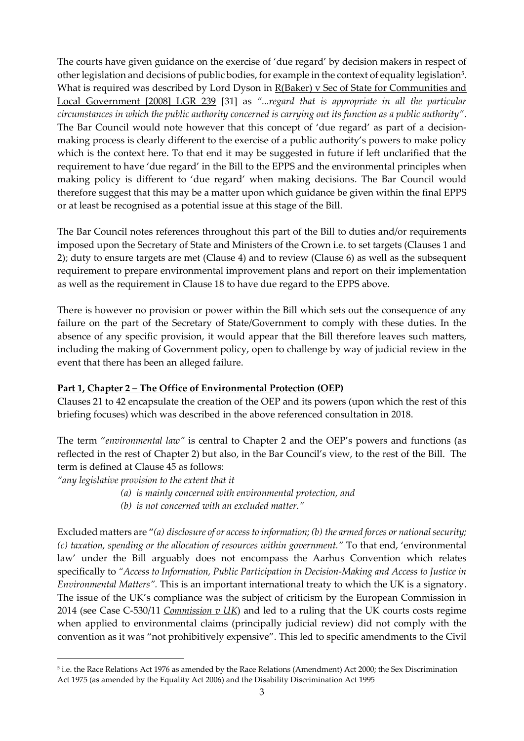The courts have given guidance on the exercise of 'due regard' by decision makers in respect of other legislation and decisions of public bodies, for example in the context of equality legislation[5]. What is required was described by Lord Dyson in R(Baker) v Sec of State for Communities and Local Government [2008] LGR 239 [31] as *"...regard that is appropriate in all the particular circumstances in which the public authority concerned is carrying out its function as a public authority"*. The Bar Council would note however that this concept of 'due regard' as part of a decision-making process is clearly different to the exercise of a public authority's powers to make policy which is the context here. To that end it may be suggested in future if left unclarified that the requirement to have 'due regard' in the Bill to the EPPS and the environmental principles when making policy is different to 'due regard' when making decisions. The Bar Council would therefore suggest that this may be a matter upon which guidance be given within the final EPPS or at least be recognised as a potential issue at this stage of the Bill.

The Bar Council notes references throughout this part of the Bill to duties and/or requirements imposed upon the Secretary of State and Ministers of the Crown i.e. to set targets (Clauses 1 and 2); duty to ensure targets are met (Clause 4) and to review (Clause 6) as well as the subsequent requirement to prepare environmental improvement plans and report on their implementation as well as the requirement in Clause 18 to have due regard to the EPPS above.

There is however no provision or power within the Bill which sets out the consequence of any failure on the part of the Secretary of State/Government to comply with these duties. In the absence of any specific provision, it would appear that the Bill therefore leaves such matters, including the making of Government policy, open to challenge by way of judicial review in the event that there has been an alleged failure.

**Part 1, Chapter 2 – The Office of Environmental Protection (OEP)**

Clauses 21 to 42 encapsulate the creation of the OEP and its powers (upon which the rest of this briefing focuses) which was described in the above referenced consultation in 2018.

The term "*environmental law"* is central to Chapter 2 and the OEP's powers and functions (as reflected in the rest of Chapter 2) but also, in the Bar Council's view, to the rest of the Bill. The term is defined at Clause 45 as follows:

*"any legislative provision to the extent that it*

*(a) is mainly concerned with environmental protection, and*

*(b) is not concerned with an excluded matter."*

Excluded matters are "*(a) disclosure of or access to information; (b) the armed forces or national security; (c) taxation, spending or the allocation of resources within government."* To that end, 'environmental law' under the Bill arguably does not encompass the Aarhus Convention which relates specifically to *"Access to Information, Public Participation in Decision-Making and Access to Justice in Environmental Matters"*. This is an important international treaty to which the UK is a signatory. The issue of the UK's compliance was the subject of criticism by the European Commission in 2014 (see Case C-530/11 *Commission v UK*) and led to a ruling that the UK courts costs regime when applied to environmental claims (principally judicial review) did not comply with the convention as it was "not prohibitively expensive". This led to specific amendments to the Civil

[5] i.e. the Race Relations Act 1976 as amended by the Race Relations (Amendment) Act 2000; the Sex Discrimination Act 1975 (as amended by the Equality Act 2006) and the Disability Discrimination Act 1995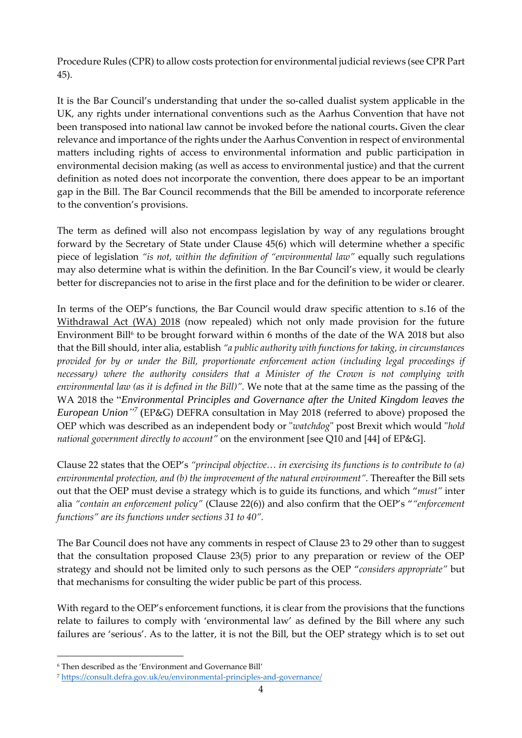Procedure Rules (CPR) to allow costs protection for environmental judicial reviews (see CPR Part 45).

It is the Bar Council's understanding that under the so-called dualist system applicable in the UK, any rights under international conventions such as the Aarhus Convention that have not been transposed into national law cannot be invoked before the national courts**.** Given the clear relevance and importance of the rights under the Aarhus Convention in respect of environmental matters including rights of access to environmental information and public participation in environmental decision making (as well as access to environmental justice) and that the current definition as noted does not incorporate the convention, there does appear to be an important gap in the Bill. The Bar Council recommends that the Bill be amended to incorporate reference to the convention's provisions.

The term as defined will also not encompass legislation by way of any regulations brought forward by the Secretary of State under Clause 45(6) which will determine whether a specific piece of legislation *"is not, within the definition of "environmental law"* equally such regulations may also determine what is within the definition. In the Bar Council's view, it would be clearly better for discrepancies not to arise in the first place and for the definition to be wider or clearer.

In terms of the OEP's functions, the Bar Council would draw specific attention to s.16 of the Withdrawal Act (WA) 2018 (now repealed) which not only made provision for the future Environment Bill[6] to be brought forward within 6 months of the date of the WA 2018 but also that the Bill should, inter alia, establish *"a public authority with functions for taking, in circumstances provided for by or under the Bill, proportionate enforcement action (including legal proceedings if necessary) where the authority considers that a Minister of the Crown is not complying with environmental law (as it is defined in the Bill)".* We note that at the same time as the passing of the WA 2018 the "*Environmental Principles and Governance after the United Kingdom leaves the European Union"*[7] (EP&G) DEFRA consultation in May 2018 (referred to above) proposed the OEP which was described as an independent body or "*watchdog*" post Brexit which would "*hold national government directly to account"* on the environment [see Q10 and [44] of EP&G].

Clause 22 states that the OEP's *"principal objective… in exercising its functions is to contribute to (a) environmental protection, and (b) the improvement of the natural environment".* Thereafter the Bill sets out that the OEP must devise a strategy which is to guide its functions, and which "*must"* inter alia *"contain an enforcement policy"* (Clause 22(6)) and also confirm that the OEP's "*"enforcement functions" are its functions under sections 31 to 40".*

The Bar Council does not have any comments in respect of Clause 23 to 29 other than to suggest that the consultation proposed Clause 23(5) prior to any preparation or review of the OEP strategy and should not be limited only to such persons as the OEP "*considers appropriate"* but that mechanisms for consulting the wider public be part of this process.

With regard to the OEP's enforcement functions, it is clear from the provisions that the functions relate to failures to comply with 'environmental law' as defined by the Bill where any such failures are 'serious'. As to the latter, it is not the Bill, but the OEP strategy which is to set out

[6] Then described as the 'Environment and Governance Bill'

[7] https://consult.defra.gov.uk/eu/environmental-principles-and-governance/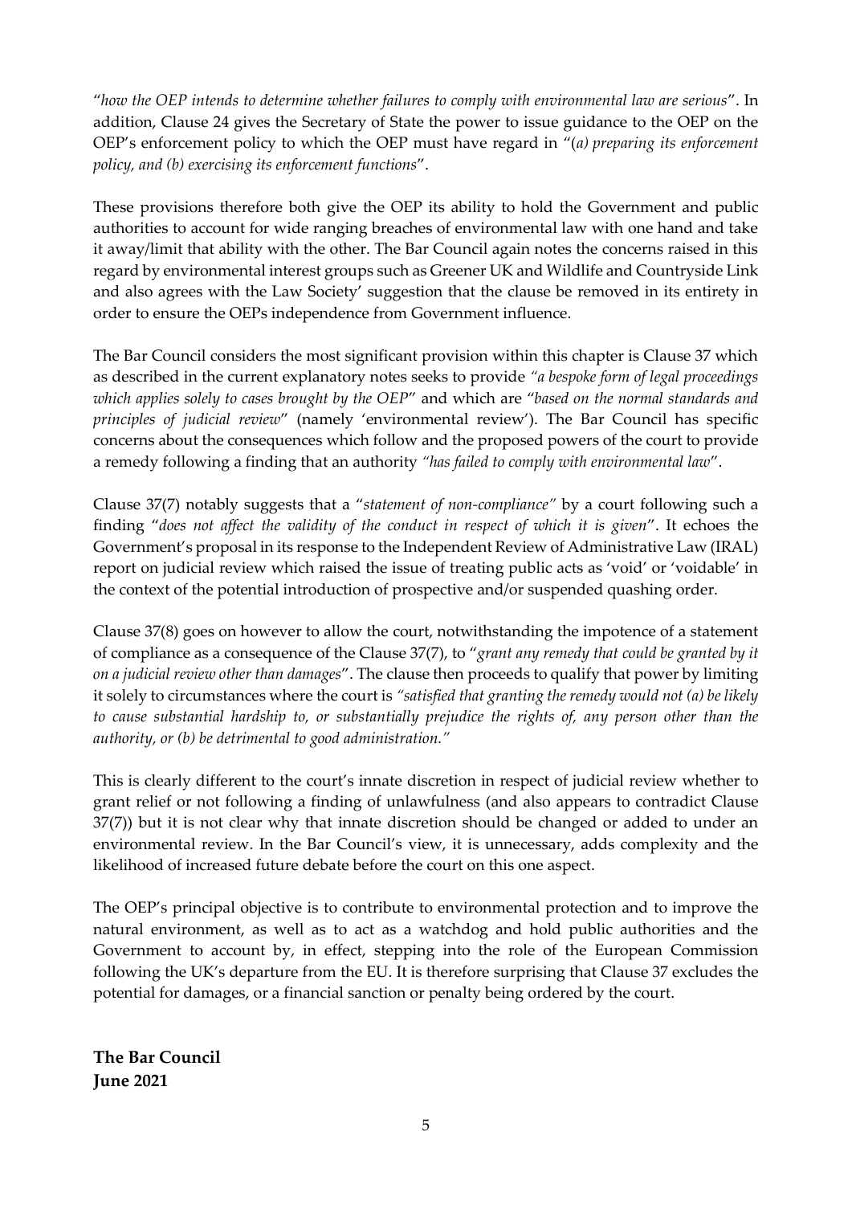"*how the OEP intends to determine whether failures to comply with environmental law are serious*". In addition, Clause 24 gives the Secretary of State the power to issue guidance to the OEP on the OEP's enforcement policy to which the OEP must have regard in "(*a) preparing its enforcement policy, and (b) exercising its enforcement functions*".

These provisions therefore both give the OEP its ability to hold the Government and public authorities to account for wide ranging breaches of environmental law with one hand and take it away/limit that ability with the other. The Bar Council again notes the concerns raised in this regard by environmental interest groups such as Greener UK and Wildlife and Countryside Link and also agrees with the Law Society' suggestion that the clause be removed in its entirety in order to ensure the OEPs independence from Government influence.

The Bar Council considers the most significant provision within this chapter is Clause 37 which as described in the current explanatory notes seeks to provide *"a bespoke form of legal proceedings which applies solely to cases brought by the OEP*" and which are "*based on the normal standards and principles of judicial review*" (namely 'environmental review'). The Bar Council has specific concerns about the consequences which follow and the proposed powers of the court to provide a remedy following a finding that an authority *"has failed to comply with environmental law*".

Clause 37(7) notably suggests that a "*statement of non-compliance"* by a court following such a finding "*does not affect the validity of the conduct in respect of which it is given*". It echoes the Government's proposal in its response to the Independent Review of Administrative Law (IRAL) report on judicial review which raised the issue of treating public acts as 'void' or 'voidable' in the context of the potential introduction of prospective and/or suspended quashing order.

Clause 37(8) goes on however to allow the court, notwithstanding the impotence of a statement of compliance as a consequence of the Clause 37(7), to "*grant any remedy that could be granted by it on a judicial review other than damages*". The clause then proceeds to qualify that power by limiting it solely to circumstances where the court is *"satisfied that granting the remedy would not (a) be likely to cause substantial hardship to, or substantially prejudice the rights of, any person other than the authority, or (b) be detrimental to good administration."*

This is clearly different to the court's innate discretion in respect of judicial review whether to grant relief or not following a finding of unlawfulness (and also appears to contradict Clause 37(7)) but it is not clear why that innate discretion should be changed or added to under an environmental review. In the Bar Council's view, it is unnecessary, adds complexity and the likelihood of increased future debate before the court on this one aspect.

The OEP's principal objective is to contribute to environmental protection and to improve the natural environment, as well as to act as a watchdog and hold public authorities and the Government to account by, in effect, stepping into the role of the European Commission following the UK's departure from the EU. It is therefore surprising that Clause 37 excludes the potential for damages, or a financial sanction or penalty being ordered by the court.

**The Bar Council**
**June 2021**